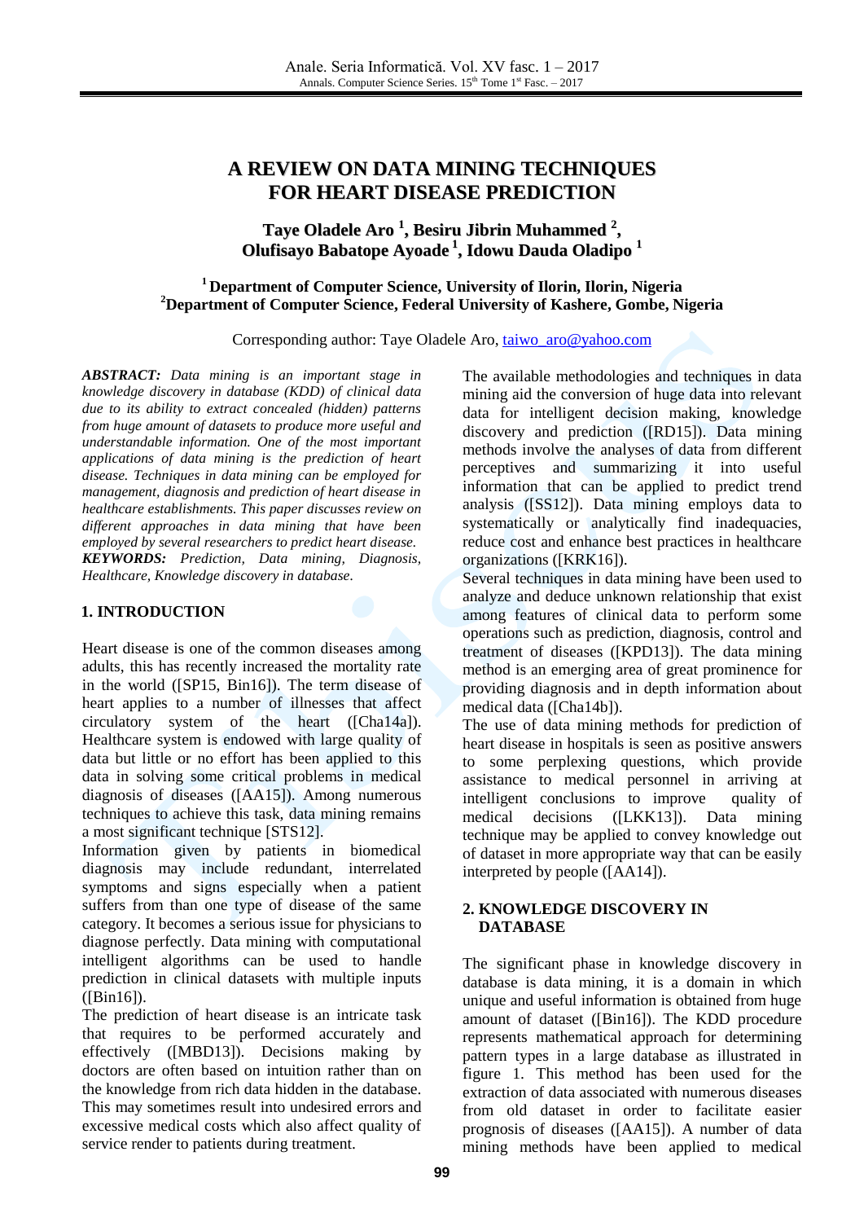# A REVIEW ON DATA MINING TECHNIQUES FOR HEART DISEASE PREDICTION

**Taye Oladele Aro [1], Besiru Jibrin Muhammed [2], Olufisayo Babatope Ayoade [1], Idowu Dauda Oladipo [1]**

**[1] Department of Computer Science, University of Ilorin, Ilorin, Nigeria**
**[2] Department of Computer Science, Federal University of Kashere, Gombe, Nigeria**

Corresponding author: Taye Oladele Aro, taiwo_aro@yahoo.com

***ABSTRACT:*** *Data mining is an important stage in knowledge discovery in database (KDD) of clinical data due to its ability to extract concealed (hidden) patterns from huge amount of datasets to produce more useful and understandable information. One of the most important applications of data mining is the prediction of heart disease. Techniques in data mining can be employed for management, diagnosis and prediction of heart disease in healthcare establishments. This paper discusses review on different approaches in data mining that have been employed by several researchers to predict heart disease.*

***KEYWORDS:*** *Prediction, Data mining, Diagnosis, Healthcare, Knowledge discovery in database.*

## 1. INTRODUCTION

Heart disease is one of the common diseases among adults, this has recently increased the mortality rate in the world ([SP15, Bin16]). The term disease of heart applies to a number of illnesses that affect circulatory system of the heart ([Cha14a]). Healthcare system is endowed with large quality of data but little or no effort has been applied to this data in solving some critical problems in medical diagnosis of diseases ([AA15]). Among numerous techniques to achieve this task, data mining remains a most significant technique [STS12].

Information given by patients in biomedical diagnosis may include redundant, interrelated symptoms and signs especially when a patient suffers from than one type of disease of the same category. It becomes a serious issue for physicians to diagnose perfectly. Data mining with computational intelligent algorithms can be used to handle prediction in clinical datasets with multiple inputs ([Bin16]).

The prediction of heart disease is an intricate task that requires to be performed accurately and effectively ([MBD13]). Decisions making by doctors are often based on intuition rather than on the knowledge from rich data hidden in the database. This may sometimes result into undesired errors and excessive medical costs which also affect quality of service render to patients during treatment.

The available methodologies and techniques in data mining aid the conversion of huge data into relevant data for intelligent decision making, knowledge discovery and prediction ([RD15]). Data mining methods involve the analyses of data from different perceptives and summarizing it into useful information that can be applied to predict trend analysis ([SS12]). Data mining employs data to systematically or analytically find inadequacies, reduce cost and enhance best practices in healthcare organizations ([KRK16]).

Several techniques in data mining have been used to analyze and deduce unknown relationship that exist among features of clinical data to perform some operations such as prediction, diagnosis, control and treatment of diseases ([KPD13]). The data mining method is an emerging area of great prominence for providing diagnosis and in depth information about medical data ([Cha14b]).

The use of data mining methods for prediction of heart disease in hospitals is seen as positive answers to some perplexing questions, which provide assistance to medical personnel in arriving at intelligent conclusions to improve quality of medical decisions ([LKK13]). Data mining technique may be applied to convey knowledge out of dataset in more appropriate way that can be easily interpreted by people ([AA14]).

## 2. KNOWLEDGE DISCOVERY IN DATABASE

The significant phase in knowledge discovery in database is data mining, it is a domain in which unique and useful information is obtained from huge amount of dataset ([Bin16]). The KDD procedure represents mathematical approach for determining pattern types in a large database as illustrated in figure 1. This method has been used for the extraction of data associated with numerous diseases from old dataset in order to facilitate easier prognosis of diseases ([AA15]). A number of data mining methods have been applied to medical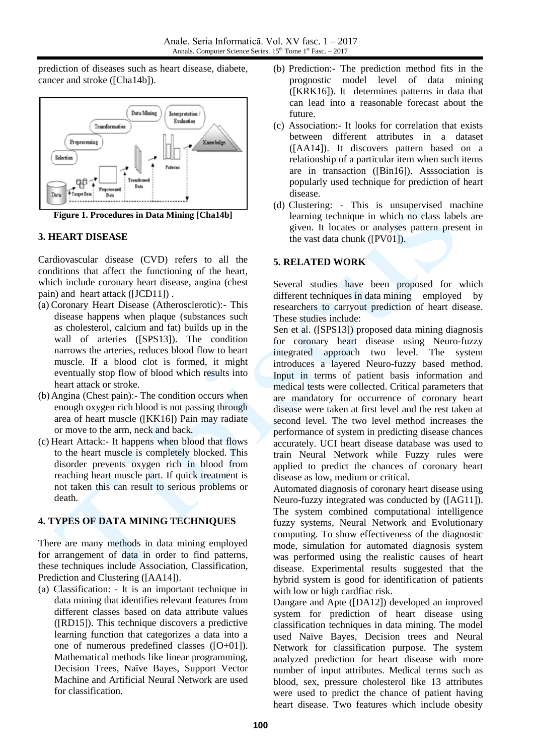prediction of diseases such as heart disease, diabete, cancer and stroke ([Cha14b]).

**Figure 1. Procedures in Data Mining [Cha14b]**

## 3. HEART DISEASE

Cardiovascular disease (CVD) refers to all the conditions that affect the functioning of the heart, which include coronary heart disease, angina (chest pain) and heart attack ([JCD11]) .

(a) Coronary Heart Disease (Atherosclerotic):- This disease happens when plaque (substances such as cholesterol, calcium and fat) builds up in the wall of arteries ([SPS13]). The condition narrows the arteries, reduces blood flow to heart muscle. If a blood clot is formed, it might eventually stop flow of blood which results into heart attack or stroke.

(b) Angina (Chest pain):- The condition occurs when enough oxygen rich blood is not passing through area of heart muscle ([KK16]) Pain may radiate or move to the arm, neck and back.

(c) Heart Attack:- It happens when blood that flows to the heart muscle is completely blocked. This disorder prevents oxygen rich in blood from reaching heart muscle part. If quick treatment is not taken this can result to serious problems or death.

## 4. TYPES OF DATA MINING TECHNIQUES

There are many methods in data mining employed for arrangement of data in order to find patterns, these techniques include Association, Classification, Prediction and Clustering ([AA14]).

(a) Classification: - It is an important technique in data mining that identifies relevant features from different classes based on data attribute values ([RD15]). This technique discovers a predictive learning function that categorizes a data into a one of numerous predefined classes ([O+01]). Mathematical methods like linear programming, Decision Trees, Naïve Bayes, Support Vector Machine and Artificial Neural Network are used for classification.

(b) Prediction:- The prediction method fits in the prognostic model level of data mining ([KRK16]). It determines patterns in data that can lead into a reasonable forecast about the future.

(c) Association:- It looks for correlation that exists between different attributes in a dataset ([AA14]). It discovers pattern based on a relationship of a particular item when such items are in transaction ([Bin16]). Asssociation is popularly used technique for prediction of heart disease.

(d) Clustering: - This is unsupervised machine learning technique in which no class labels are given. It locates or analyses pattern present in the vast data chunk ([PV01]).

## 5. RELATED WORK

Several studies have been proposed for which different techniques in data mining employed by researchers to carryout prediction of heart disease. These studies include:

Sen et al. ([SPS13]) proposed data mining diagnosis for coronary heart disease using Neuro-fuzzy integrated approach two level. The system introduces a layered Neuro-fuzzy based method. Input in terms of patient basis information and medical tests were collected. Critical parameters that are mandatory for occurrence of coronary heart disease were taken at first level and the rest taken at second level. The two level method increases the performance of system in predicting disease chances accurately. UCI heart disease database was used to train Neural Network while Fuzzy rules were applied to predict the chances of coronary heart disease as low, medium or critical.

Automated diagnosis of coronary heart disease using Neuro-fuzzy integrated was conducted by ([AG11]). The system combined computational intelligence fuzzy systems, Neural Network and Evolutionary computing. To show effectiveness of the diagnostic mode, simulation for automated diagnosis system was performed using the realistic causes of heart disease. Experimental results suggested that the hybrid system is good for identification of patients with low or high cardfiac risk.

Dangare and Apte ([DA12]) developed an improved system for prediction of heart disease using classification techniques in data mining. The model used Naïve Bayes, Decision trees and Neural Network for classification purpose. The system analyzed prediction for heart disease with more number of input attributes. Medical terms such as blood, sex, pressure cholesterol like 13 attributes were used to predict the chance of patient having heart disease. Two features which include obesity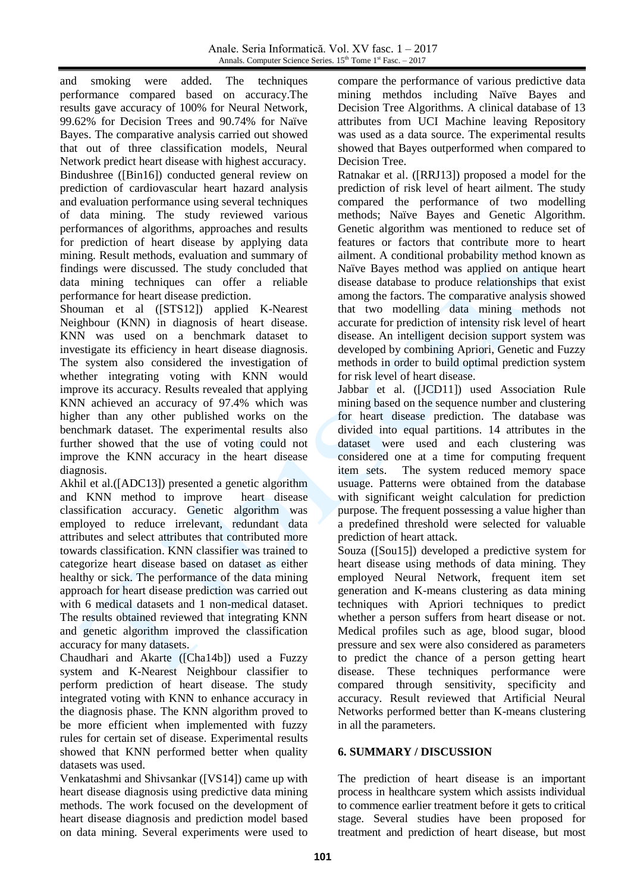and smoking were added. The techniques performance compared based on accuracy.The results gave accuracy of 100% for Neural Network, 99.62% for Decision Trees and 90.74% for Naïve Bayes. The comparative analysis carried out showed that out of three classification models, Neural Network predict heart disease with highest accuracy.

Bindushree ([Bin16]) conducted general review on prediction of cardiovascular heart hazard analysis and evaluation performance using several techniques of data mining. The study reviewed various performances of algorithms, approaches and results for prediction of heart disease by applying data mining. Result methods, evaluation and summary of findings were discussed. The study concluded that data mining techniques can offer a reliable performance for heart disease prediction.

Shouman et al ([STS12]) applied K-Nearest Neighbour (KNN) in diagnosis of heart disease. KNN was used on a benchmark dataset to investigate its efficiency in heart disease diagnosis. The system also considered the investigation of whether integrating voting with KNN would improve its accuracy. Results revealed that applying KNN achieved an accuracy of 97.4% which was higher than any other published works on the benchmark dataset. The experimental results also further showed that the use of voting could not improve the KNN accuracy in the heart disease diagnosis.

Akhil et al.([ADC13]) presented a genetic algorithm and KNN method to improve heart disease classification accuracy. Genetic algorithm was employed to reduce irrelevant, redundant data attributes and select attributes that contributed more towards classification. KNN classifier was trained to categorize heart disease based on dataset as either healthy or sick. The performance of the data mining approach for heart disease prediction was carried out with 6 medical datasets and 1 non-medical dataset. The results obtained reviewed that integrating KNN and genetic algorithm improved the classification accuracy for many datasets.

Chaudhari and Akarte ([Cha14b]) used a Fuzzy system and K-Nearest Neighbour classifier to perform prediction of heart disease. The study integrated voting with KNN to enhance accuracy in the diagnosis phase. The KNN algorithm proved to be more efficient when implemented with fuzzy rules for certain set of disease. Experimental results showed that KNN performed better when quality datasets was used.

Venkatashmi and Shivsankar ([VS14]) came up with heart disease diagnosis using predictive data mining methods. The work focused on the development of heart disease diagnosis and prediction model based on data mining. Several experiments were used to compare the performance of various predictive data mining methdos including Naïve Bayes and Decision Tree Algorithms. A clinical database of 13 attributes from UCI Machine leaving Repository was used as a data source. The experimental results showed that Bayes outperformed when compared to Decision Tree.

Ratnakar et al. ([RRJ13]) proposed a model for the prediction of risk level of heart ailment. The study compared the performance of two modelling methods; Naïve Bayes and Genetic Algorithm. Genetic algorithm was mentioned to reduce set of features or factors that contribute more to heart ailment. A conditional probability method known as Naïve Bayes method was applied on antique heart disease database to produce relationships that exist among the factors. The comparative analysis showed that two modelling data mining methods not accurate for prediction of intensity risk level of heart disease. An intelligent decision support system was developed by combining Apriori, Genetic and Fuzzy methods in order to build optimal prediction system for risk level of heart disease.

Jabbar et al. ([JCD11]) used Association Rule mining based on the sequence number and clustering for heart disease prediction. The database was divided into equal partitions. 14 attributes in the dataset were used and each clustering was considered one at a time for computing frequent item sets. The system reduced memory space usuage. Patterns were obtained from the database with significant weight calculation for prediction purpose. The frequent possessing a value higher than a predefined threshold were selected for valuable prediction of heart attack.

Souza ([Sou15]) developed a predictive system for heart disease using methods of data mining. They employed Neural Network, frequent item set generation and K-means clustering as data mining techniques with Apriori techniques to predict whether a person suffers from heart disease or not. Medical profiles such as age, blood sugar, blood pressure and sex were also considered as parameters to predict the chance of a person getting heart disease. These techniques performance were compared through sensitivity, specificity and accuracy. Result reviewed that Artificial Neural Networks performed better than K-means clustering in all the parameters.

## 6. SUMMARY / DISCUSSION

The prediction of heart disease is an important process in healthcare system which assists individual to commence earlier treatment before it gets to critical stage. Several studies have been proposed for treatment and prediction of heart disease, but most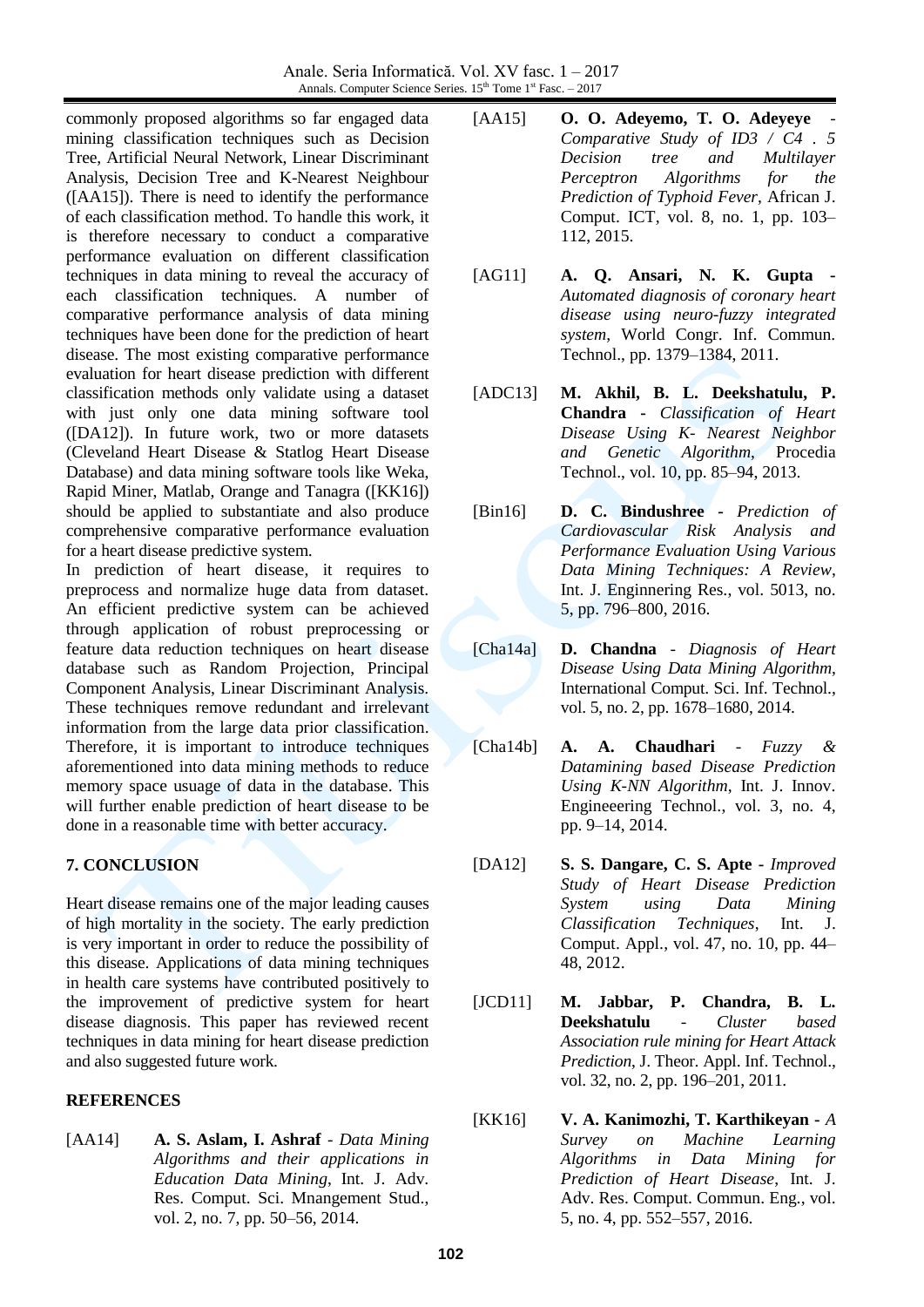commonly proposed algorithms so far engaged data mining classification techniques such as Decision Tree, Artificial Neural Network, Linear Discriminant Analysis, Decision Tree and K-Nearest Neighbour ([AA15]). There is need to identify the performance of each classification method. To handle this work, it is therefore necessary to conduct a comparative performance evaluation on different classification techniques in data mining to reveal the accuracy of each classification techniques. A number of comparative performance analysis of data mining techniques have been done for the prediction of heart disease. The most existing comparative performance evaluation for heart disease prediction with different classification methods only validate using a dataset with just only one data mining software tool ([DA12]). In future work, two or more datasets (Cleveland Heart Disease & Statlog Heart Disease Database) and data mining software tools like Weka, Rapid Miner, Matlab, Orange and Tanagra ([KK16]) should be applied to substantiate and also produce comprehensive comparative performance evaluation for a heart disease predictive system.

In prediction of heart disease, it requires to preprocess and normalize huge data from dataset. An efficient predictive system can be achieved through application of robust preprocessing or feature data reduction techniques on heart disease database such as Random Projection, Principal Component Analysis, Linear Discriminant Analysis. These techniques remove redundant and irrelevant information from the large data prior classification. Therefore, it is important to introduce techniques aforementioned into data mining methods to reduce memory space usage of data in the database. This will further enable prediction of heart disease to be done in a reasonable time with better accuracy.

## 7. CONCLUSION

Heart disease remains one of the major leading causes of high mortality in the society. The early prediction is very important in order to reduce the possibility of this disease. Applications of data mining techniques in health care systems have contributed positively to the improvement of predictive system for heart disease diagnosis. This paper has reviewed recent techniques in data mining for heart disease prediction and also suggested future work.

## REFERENCES

[AA14] **A. S. Aslam, I. Ashraf** - *Data Mining Algorithms and their applications in Education Data Mining*, Int. J. Adv. Res. Comput. Sci. Mnangement Stud., vol. 2, no. 7, pp. 50–56, 2014.

[AA15] **O. O. Adeyemo, T. O. Adeyeye** - *Comparative Study of ID3 / C4 . 5 Decision tree and Multilayer Perceptron Algorithms for the Prediction of Typhoid Fever*, African J. Comput. ICT, vol. 8, no. 1, pp. 103–112, 2015.

[AG11] **A. Q. Ansari, N. K. Gupta** - *Automated diagnosis of coronary heart disease using neuro-fuzzy integrated system*, World Congr. Inf. Commun. Technol., pp. 1379–1384, 2011.

[ADC13] **M. Akhil, B. L. Deekshatulu, P. Chandra** - *Classification of Heart Disease Using K- Nearest Neighbor and Genetic Algorithm*, Procedia Technol., vol. 10, pp. 85–94, 2013.

[Bin16] **D. C. Bindushree** - *Prediction of Cardiovascular Risk Analysis and Performance Evaluation Using Various Data Mining Techniques: A Review*, Int. J. Enginnering Res., vol. 5013, no. 5, pp. 796–800, 2016.

[Cha14a] **D. Chandna** - *Diagnosis of Heart Disease Using Data Mining Algorithm*, International Comput. Sci. Inf. Technol., vol. 5, no. 2, pp. 1678–1680, 2014.

[Cha14b] **A. A. Chaudhari** - *Fuzzy & Datamining based Disease Prediction Using K-NN Algorithm*, Int. J. Innov. Engineeering Technol., vol. 3, no. 4, pp. 9–14, 2014.

[DA12] **S. S. Dangare, C. S. Apte** - *Improved Study of Heart Disease Prediction System using Data Mining Classification Techniques*, Int. J. Comput. Appl., vol. 47, no. 10, pp. 44–48, 2012.

[JCD11] **M. Jabbar, P. Chandra, B. L. Deekshatulu** - *Cluster based Association rule mining for Heart Attack Prediction*, J. Theor. Appl. Inf. Technol., vol. 32, no. 2, pp. 196–201, 2011.

[KK16] **V. A. Kanimozhi, T. Karthikeyan** - *A Survey on Machine Learning Algorithms in Data Mining for Prediction of Heart Disease*, Int. J. Adv. Res. Comput. Commun. Eng., vol. 5, no. 4, pp. 552–557, 2016.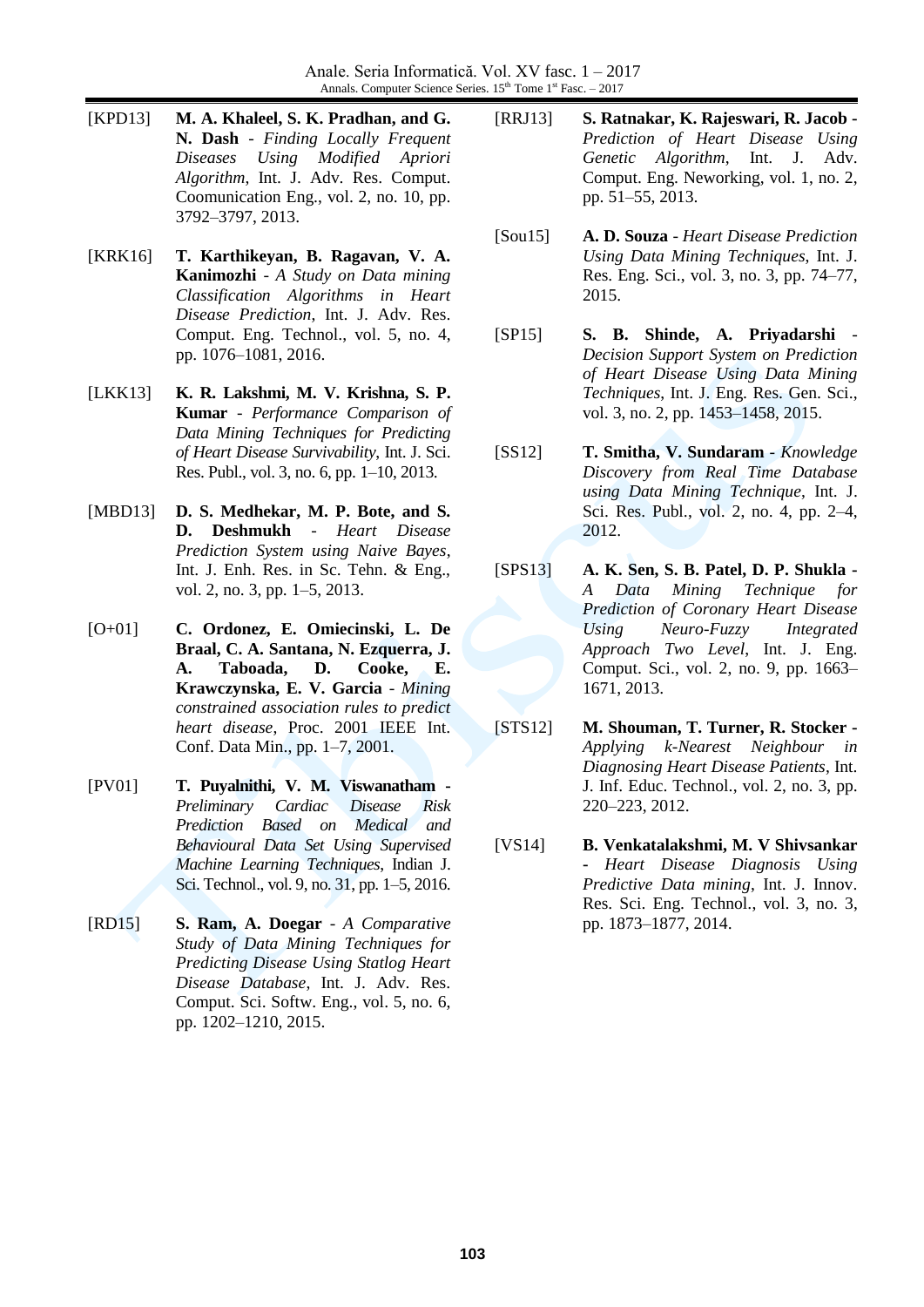[KPD13] **M. A. Khaleel, S. K. Pradhan, and G. N. Dash** - *Finding Locally Frequent Diseases Using Modified Apriori Algorithm*, Int. J. Adv. Res. Comput. Coomunication Eng., vol. 2, no. 10, pp. 3792–3797, 2013.

[KRK16] **T. Karthikeyan, B. Ragavan, V. A. Kanimozhi** - *A Study on Data mining Classification Algorithms in Heart Disease Prediction*, Int. J. Adv. Res. Comput. Eng. Technol., vol. 5, no. 4, pp. 1076–1081, 2016.

[LKK13] **K. R. Lakshmi, M. V. Krishna, S. P. Kumar** - *Performance Comparison of Data Mining Techniques for Predicting of Heart Disease Survivability*, Int. J. Sci. Res. Publ., vol. 3, no. 6, pp. 1–10, 2013.

[MBD13] **D. S. Medhekar, M. P. Bote, and S. D. Deshmukh** - *Heart Disease Prediction System using Naive Bayes*, Int. J. Enh. Res. in Sc. Tehn. & Eng., vol. 2, no. 3, pp. 1–5, 2013.

[O+01] **C. Ordonez, E. Omiecinski, L. De Braal, C. A. Santana, N. Ezquerra, J. A. Taboada, D. Cooke, E. Krawczynska, E. V. Garcia** - *Mining constrained association rules to predict heart disease*, Proc. 2001 IEEE Int. Conf. Data Min., pp. 1–7, 2001.

[PV01] **T. Puyalnithi, V. M. Viswanatham** - *Preliminary Cardiac Disease Risk Prediction Based on Medical and Behavioural Data Set Using Supervised Machine Learning Techniques*, Indian J. Sci. Technol., vol. 9, no. 31, pp. 1–5, 2016.

[RD15] **S. Ram, A. Doegar** - *A Comparative Study of Data Mining Techniques for Predicting Disease Using Statlog Heart Disease Database*, Int. J. Adv. Res. Comput. Sci. Softw. Eng., vol. 5, no. 6, pp. 1202–1210, 2015.

[RRJ13] **S. Ratnakar, K. Rajeswari, R. Jacob** - *Prediction of Heart Disease Using Genetic Algorithm*, Int. J. Adv. Comput. Eng. Neworking, vol. 1, no. 2, pp. 51–55, 2013.

[Sou15] **A. D. Souza** - *Heart Disease Prediction Using Data Mining Techniques*, Int. J. Res. Eng. Sci., vol. 3, no. 3, pp. 74–77, 2015.

[SP15] **S. B. Shinde, A. Priyadarshi** - *Decision Support System on Prediction of Heart Disease Using Data Mining Techniques*, Int. J. Eng. Res. Gen. Sci., vol. 3, no. 2, pp. 1453–1458, 2015.

[SS12] **T. Smitha, V. Sundaram** - *Knowledge Discovery from Real Time Database using Data Mining Technique*, Int. J. Sci. Res. Publ., vol. 2, no. 4, pp. 2–4, 2012.

[SPS13] **A. K. Sen, S. B. Patel, D. P. Shukla** - *A Data Mining Technique for Prediction of Coronary Heart Disease Using Neuro-Fuzzy Integrated Approach Two Level*, Int. J. Eng. Comput. Sci., vol. 2, no. 9, pp. 1663–1671, 2013.

[STS12] **M. Shouman, T. Turner, R. Stocker** - *Applying k-Nearest Neighbour in Diagnosing Heart Disease Patients*, Int. J. Inf. Educ. Technol., vol. 2, no. 3, pp. 220–223, 2012.

[VS14] **B. Venkatalakshmi, M. V Shivsankar** - *Heart Disease Diagnosis Using Predictive Data mining*, Int. J. Innov. Res. Sci. Eng. Technol., vol. 3, no. 3, pp. 1873–1877, 2014.